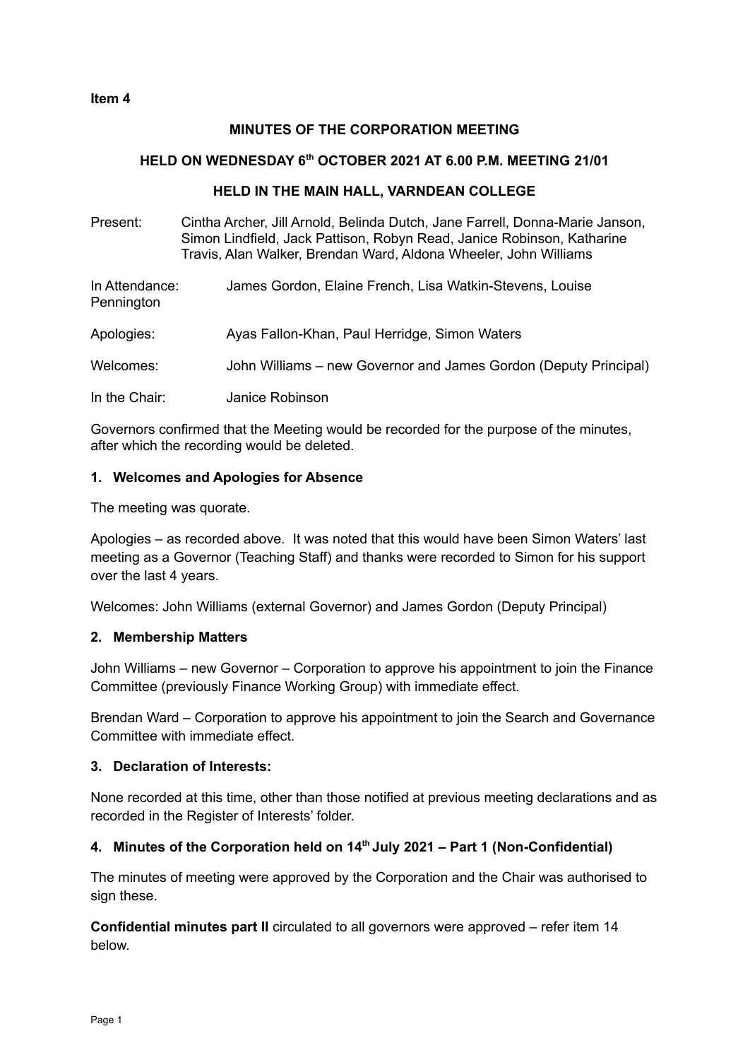**Item 4**

**MINUTES OF THE CORPORATION MEETING**

**HELD ON WEDNESDAY 6th OCTOBER 2021 AT 6.00 P.M. MEETING 21/01**

**HELD IN THE MAIN HALL, VARNDEAN COLLEGE**

Present: Cintha Archer, Jill Arnold, Belinda Dutch, Jane Farrell, Donna-Marie Janson, Simon Lindfield, Jack Pattison, Robyn Read, Janice Robinson, Katharine Travis, Alan Walker, Brendan Ward, Aldona Wheeler, John Williams

In Attendance: James Gordon, Elaine French, Lisa Watkin-Stevens, Louise Pennington

Apologies: Ayas Fallon-Khan, Paul Herridge, Simon Waters

Welcomes: John Williams – new Governor and James Gordon (Deputy Principal)

In the Chair: Janice Robinson

Governors confirmed that the Meeting would be recorded for the purpose of the minutes, after which the recording would be deleted.

**1. Welcomes and Apologies for Absence**

The meeting was quorate.

Apologies – as recorded above. It was noted that this would have been Simon Waters' last meeting as a Governor (Teaching Staff) and thanks were recorded to Simon for his support over the last 4 years.

Welcomes: John Williams (external Governor) and James Gordon (Deputy Principal)

**2. Membership Matters**

John Williams – new Governor – Corporation to approve his appointment to join the Finance Committee (previously Finance Working Group) with immediate effect.

Brendan Ward – Corporation to approve his appointment to join the Search and Governance Committee with immediate effect.

**3. Declaration of Interests:**

None recorded at this time, other than those notified at previous meeting declarations and as recorded in the Register of Interests' folder.

**4. Minutes of the Corporation held on 14th July 2021 – Part 1 (Non-Confidential)**

The minutes of meeting were approved by the Corporation and the Chair was authorised to sign these.

**Confidential minutes part II** circulated to all governors were approved – refer item 14 below.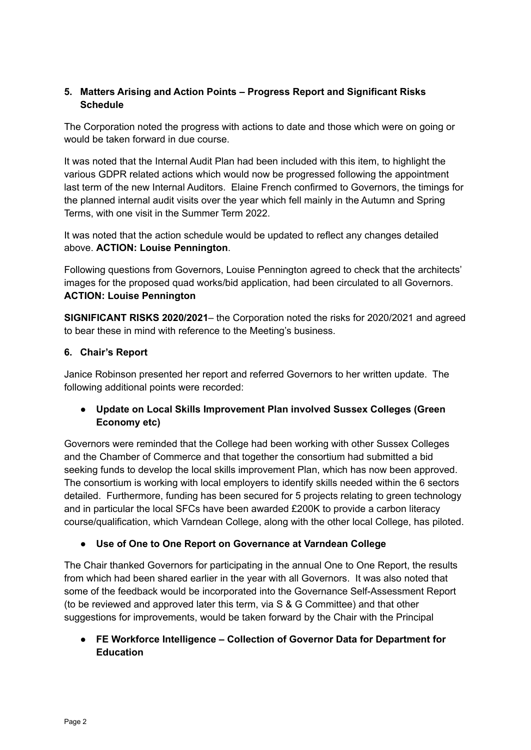## 5. Matters Arising and Action Points – Progress Report and Significant Risks Schedule

The Corporation noted the progress with actions to date and those which were on going or would be taken forward in due course.

It was noted that the Internal Audit Plan had been included with this item, to highlight the various GDPR related actions which would now be progressed following the appointment last term of the new Internal Auditors. Elaine French confirmed to Governors, the timings for the planned internal audit visits over the year which fell mainly in the Autumn and Spring Terms, with one visit in the Summer Term 2022.

It was noted that the action schedule would be updated to reflect any changes detailed above. **ACTION: Louise Pennington**.

Following questions from Governors, Louise Pennington agreed to check that the architects' images for the proposed quad works/bid application, had been circulated to all Governors. **ACTION: Louise Pennington**

**SIGNIFICANT RISKS 2020/2021**– the Corporation noted the risks for 2020/2021 and agreed to bear these in mind with reference to the Meeting's business.

## 6. Chair's Report

Janice Robinson presented her report and referred Governors to her written update. The following additional points were recorded:

- **Update on Local Skills Improvement Plan involved Sussex Colleges (Green Economy etc)**

Governors were reminded that the College had been working with other Sussex Colleges and the Chamber of Commerce and that together the consortium had submitted a bid seeking funds to develop the local skills improvement Plan, which has now been approved. The consortium is working with local employers to identify skills needed within the 6 sectors detailed. Furthermore, funding has been secured for 5 projects relating to green technology and in particular the local SFCs have been awarded £200K to provide a carbon literacy course/qualification, which Varndean College, along with the other local College, has piloted.

- **Use of One to One Report on Governance at Varndean College**

The Chair thanked Governors for participating in the annual One to One Report, the results from which had been shared earlier in the year with all Governors. It was also noted that some of the feedback would be incorporated into the Governance Self-Assessment Report (to be reviewed and approved later this term, via S & G Committee) and that other suggestions for improvements, would be taken forward by the Chair with the Principal

- **FE Workforce Intelligence – Collection of Governor Data for Department for Education**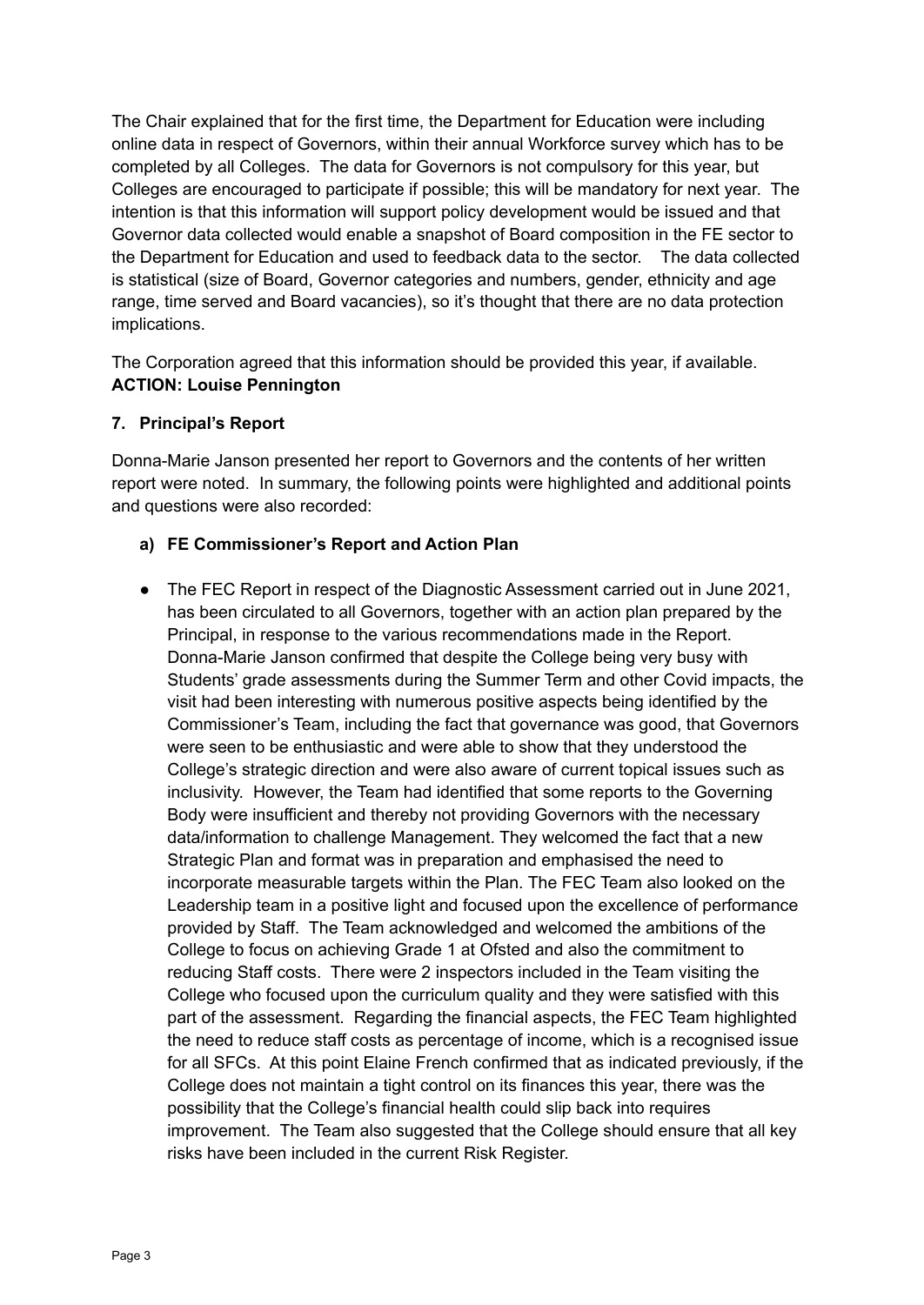The Chair explained that for the first time, the Department for Education were including online data in respect of Governors, within their annual Workforce survey which has to be completed by all Colleges. The data for Governors is not compulsory for this year, but Colleges are encouraged to participate if possible; this will be mandatory for next year. The intention is that this information will support policy development would be issued and that Governor data collected would enable a snapshot of Board composition in the FE sector to the Department for Education and used to feedback data to the sector. The data collected is statistical (size of Board, Governor categories and numbers, gender, ethnicity and age range, time served and Board vacancies), so it's thought that there are no data protection implications.

The Corporation agreed that this information should be provided this year, if available.
**ACTION: Louise Pennington**

### 7. Principal's Report

Donna-Marie Janson presented her report to Governors and the contents of her written report were noted. In summary, the following points were highlighted and additional points and questions were also recorded:

#### a) FE Commissioner's Report and Action Plan

- The FEC Report in respect of the Diagnostic Assessment carried out in June 2021, has been circulated to all Governors, together with an action plan prepared by the Principal, in response to the various recommendations made in the Report. Donna-Marie Janson confirmed that despite the College being very busy with Students' grade assessments during the Summer Term and other Covid impacts, the visit had been interesting with numerous positive aspects being identified by the Commissioner's Team, including the fact that governance was good, that Governors were seen to be enthusiastic and were able to show that they understood the College's strategic direction and were also aware of current topical issues such as inclusivity. However, the Team had identified that some reports to the Governing Body were insufficient and thereby not providing Governors with the necessary data/information to challenge Management. They welcomed the fact that a new Strategic Plan and format was in preparation and emphasised the need to incorporate measurable targets within the Plan. The FEC Team also looked on the Leadership team in a positive light and focused upon the excellence of performance provided by Staff. The Team acknowledged and welcomed the ambitions of the College to focus on achieving Grade 1 at Ofsted and also the commitment to reducing Staff costs. There were 2 inspectors included in the Team visiting the College who focused upon the curriculum quality and they were satisfied with this part of the assessment. Regarding the financial aspects, the FEC Team highlighted the need to reduce staff costs as percentage of income, which is a recognised issue for all SFCs. At this point Elaine French confirmed that as indicated previously, if the College does not maintain a tight control on its finances this year, there was the possibility that the College's financial health could slip back into requires improvement. The Team also suggested that the College should ensure that all key risks have been included in the current Risk Register.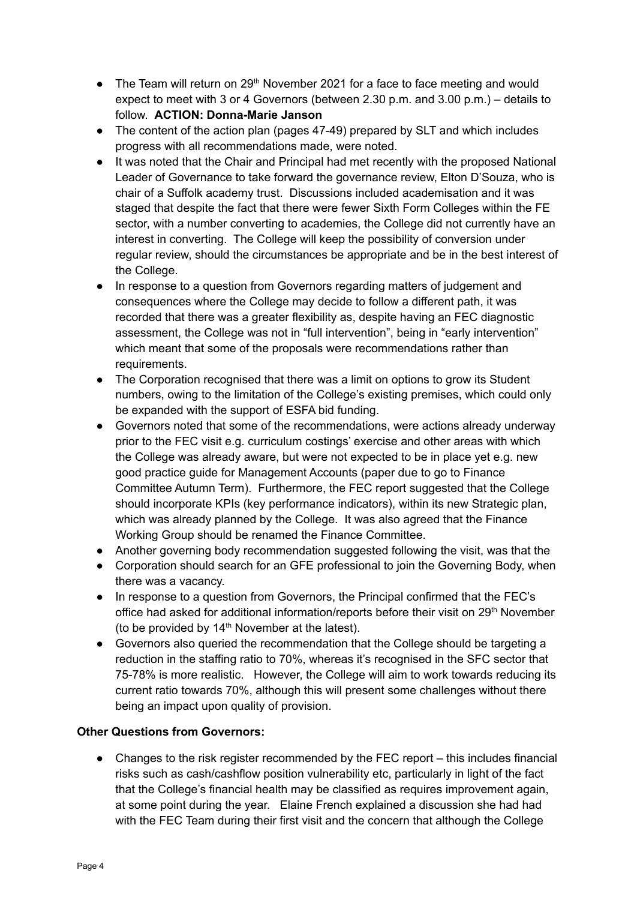- The Team will return on 29th November 2021 for a face to face meeting and would expect to meet with 3 or 4 Governors (between 2.30 p.m. and 3.00 p.m.) – details to follow. **ACTION: Donna-Marie Janson**
- The content of the action plan (pages 47-49) prepared by SLT and which includes progress with all recommendations made, were noted.
- It was noted that the Chair and Principal had met recently with the proposed National Leader of Governance to take forward the governance review, Elton D'Souza, who is chair of a Suffolk academy trust. Discussions included academisation and it was staged that despite the fact that there were fewer Sixth Form Colleges within the FE sector, with a number converting to academies, the College did not currently have an interest in converting. The College will keep the possibility of conversion under regular review, should the circumstances be appropriate and be in the best interest of the College.
- In response to a question from Governors regarding matters of judgement and consequences where the College may decide to follow a different path, it was recorded that there was a greater flexibility as, despite having an FEC diagnostic assessment, the College was not in "full intervention", being in "early intervention" which meant that some of the proposals were recommendations rather than requirements.
- The Corporation recognised that there was a limit on options to grow its Student numbers, owing to the limitation of the College's existing premises, which could only be expanded with the support of ESFA bid funding.
- Governors noted that some of the recommendations, were actions already underway prior to the FEC visit e.g. curriculum costings' exercise and other areas with which the College was already aware, but were not expected to be in place yet e.g. new good practice guide for Management Accounts (paper due to go to Finance Committee Autumn Term). Furthermore, the FEC report suggested that the College should incorporate KPIs (key performance indicators), within its new Strategic plan, which was already planned by the College. It was also agreed that the Finance Working Group should be renamed the Finance Committee.
- Another governing body recommendation suggested following the visit, was that the
- Corporation should search for an GFE professional to join the Governing Body, when there was a vacancy.
- In response to a question from Governors, the Principal confirmed that the FEC's office had asked for additional information/reports before their visit on 29th November (to be provided by 14th November at the latest).
- Governors also queried the recommendation that the College should be targeting a reduction in the staffing ratio to 70%, whereas it's recognised in the SFC sector that 75-78% is more realistic. However, the College will aim to work towards reducing its current ratio towards 70%, although this will present some challenges without there being an impact upon quality of provision.

**Other Questions from Governors:**

- Changes to the risk register recommended by the FEC report – this includes financial risks such as cash/cashflow position vulnerability etc, particularly in light of the fact that the College's financial health may be classified as requires improvement again, at some point during the year. Elaine French explained a discussion she had had with the FEC Team during their first visit and the concern that although the College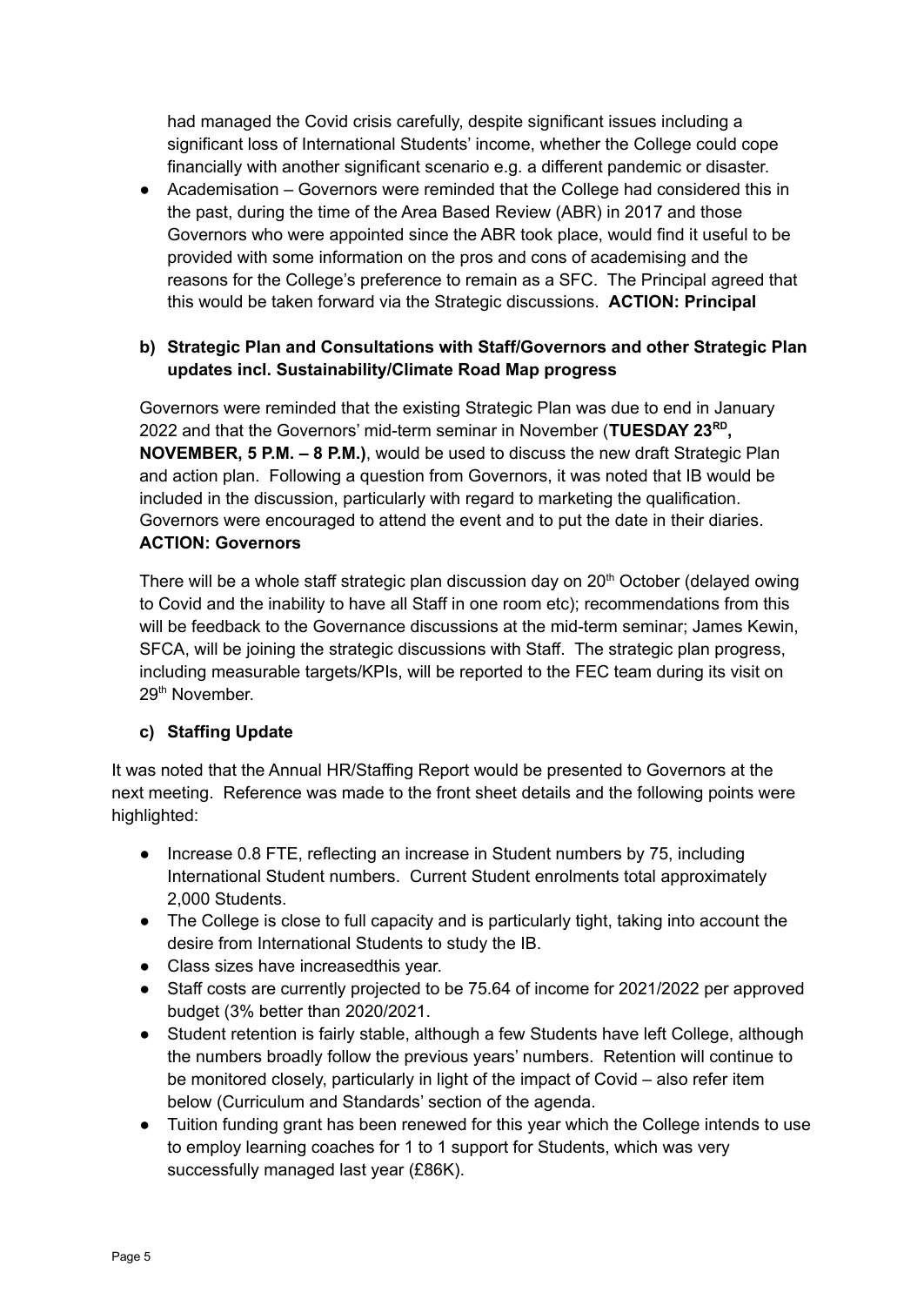had managed the Covid crisis carefully, despite significant issues including a significant loss of International Students' income, whether the College could cope financially with another significant scenario e.g. a different pandemic or disaster.

- Academisation – Governors were reminded that the College had considered this in the past, during the time of the Area Based Review (ABR) in 2017 and those Governors who were appointed since the ABR took place, would find it useful to be provided with some information on the pros and cons of academising and the reasons for the College's preference to remain as a SFC. The Principal agreed that this would be taken forward via the Strategic discussions. **ACTION: Principal**

**b) Strategic Plan and Consultations with Staff/Governors and other Strategic Plan updates incl. Sustainability/Climate Road Map progress**

Governors were reminded that the existing Strategic Plan was due to end in January 2022 and that the Governors' mid-term seminar in November (**TUESDAY 23RD, NOVEMBER, 5 P.M. – 8 P.M.)**, would be used to discuss the new draft Strategic Plan and action plan. Following a question from Governors, it was noted that IB would be included in the discussion, particularly with regard to marketing the qualification. Governors were encouraged to attend the event and to put the date in their diaries. **ACTION: Governors**

There will be a whole staff strategic plan discussion day on 20th October (delayed owing to Covid and the inability to have all Staff in one room etc); recommendations from this will be feedback to the Governance discussions at the mid-term seminar; James Kewin, SFCA, will be joining the strategic discussions with Staff. The strategic plan progress, including measurable targets/KPIs, will be reported to the FEC team during its visit on 29th November.

**c) Staffing Update**

It was noted that the Annual HR/Staffing Report would be presented to Governors at the next meeting. Reference was made to the front sheet details and the following points were highlighted:

- Increase 0.8 FTE, reflecting an increase in Student numbers by 75, including International Student numbers. Current Student enrolments total approximately 2,000 Students.
- The College is close to full capacity and is particularly tight, taking into account the desire from International Students to study the IB.
- Class sizes have increasedthis year.
- Staff costs are currently projected to be 75.64 of income for 2021/2022 per approved budget (3% better than 2020/2021.
- Student retention is fairly stable, although a few Students have left College, although the numbers broadly follow the previous years' numbers. Retention will continue to be monitored closely, particularly in light of the impact of Covid – also refer item below (Curriculum and Standards' section of the agenda.
- Tuition funding grant has been renewed for this year which the College intends to use to employ learning coaches for 1 to 1 support for Students, which was very successfully managed last year (£86K).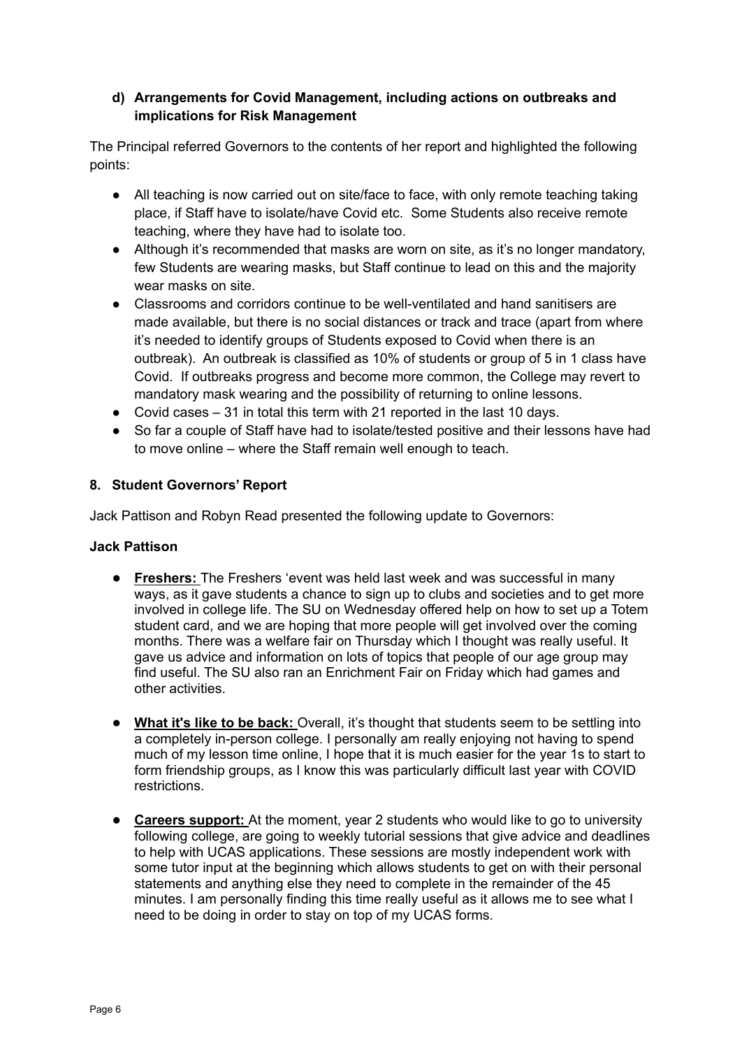**d) Arrangements for Covid Management, including actions on outbreaks and implications for Risk Management**

The Principal referred Governors to the contents of her report and highlighted the following points:

- All teaching is now carried out on site/face to face, with only remote teaching taking place, if Staff have to isolate/have Covid etc. Some Students also receive remote teaching, where they have had to isolate too.
- Although it's recommended that masks are worn on site, as it's no longer mandatory, few Students are wearing masks, but Staff continue to lead on this and the majority wear masks on site.
- Classrooms and corridors continue to be well-ventilated and hand sanitisers are made available, but there is no social distances or track and trace (apart from where it's needed to identify groups of Students exposed to Covid when there is an outbreak). An outbreak is classified as 10% of students or group of 5 in 1 class have Covid. If outbreaks progress and become more common, the College may revert to mandatory mask wearing and the possibility of returning to online lessons.
- Covid cases – 31 in total this term with 21 reported in the last 10 days.
- So far a couple of Staff have had to isolate/tested positive and their lessons have had to move online – where the Staff remain well enough to teach.

**8. Student Governors' Report**

Jack Pattison and Robyn Read presented the following update to Governors:

**Jack Pattison**

- **Freshers:** The Freshers 'event was held last week and was successful in many ways, as it gave students a chance to sign up to clubs and societies and to get more involved in college life. The SU on Wednesday offered help on how to set up a Totem student card, and we are hoping that more people will get involved over the coming months. There was a welfare fair on Thursday which I thought was really useful. It gave us advice and information on lots of topics that people of our age group may find useful. The SU also ran an Enrichment Fair on Friday which had games and other activities.

- **What it's like to be back:** Overall, it's thought that students seem to be settling into a completely in-person college. I personally am really enjoying not having to spend much of my lesson time online, I hope that it is much easier for the year 1s to start to form friendship groups, as I know this was particularly difficult last year with COVID restrictions.

- **Careers support:** At the moment, year 2 students who would like to go to university following college, are going to weekly tutorial sessions that give advice and deadlines to help with UCAS applications. These sessions are mostly independent work with some tutor input at the beginning which allows students to get on with their personal statements and anything else they need to complete in the remainder of the 45 minutes. I am personally finding this time really useful as it allows me to see what I need to be doing in order to stay on top of my UCAS forms.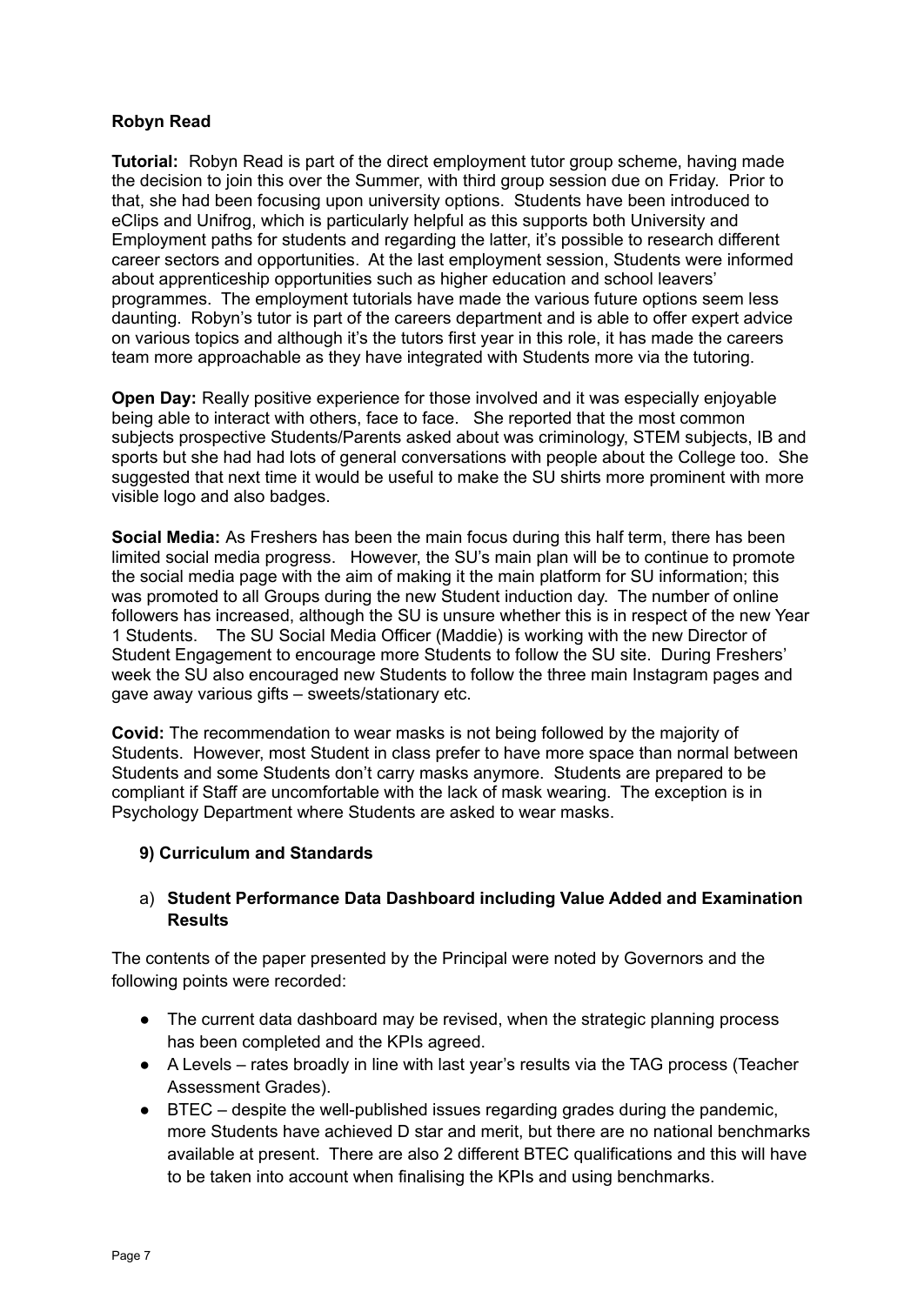**Robyn Read**

**Tutorial:** Robyn Read is part of the direct employment tutor group scheme, having made the decision to join this over the Summer, with third group session due on Friday. Prior to that, she had been focusing upon university options. Students have been introduced to eClips and Unifrog, which is particularly helpful as this supports both University and Employment paths for students and regarding the latter, it's possible to research different career sectors and opportunities. At the last employment session, Students were informed about apprenticeship opportunities such as higher education and school leavers' programmes. The employment tutorials have made the various future options seem less daunting. Robyn's tutor is part of the careers department and is able to offer expert advice on various topics and although it's the tutors first year in this role, it has made the careers team more approachable as they have integrated with Students more via the tutoring.

**Open Day:** Really positive experience for those involved and it was especially enjoyable being able to interact with others, face to face. She reported that the most common subjects prospective Students/Parents asked about was criminology, STEM subjects, IB and sports but she had had lots of general conversations with people about the College too. She suggested that next time it would be useful to make the SU shirts more prominent with more visible logo and also badges.

**Social Media:** As Freshers has been the main focus during this half term, there has been limited social media progress. However, the SU's main plan will be to continue to promote the social media page with the aim of making it the main platform for SU information; this was promoted to all Groups during the new Student induction day. The number of online followers has increased, although the SU is unsure whether this is in respect of the new Year 1 Students. The SU Social Media Officer (Maddie) is working with the new Director of Student Engagement to encourage more Students to follow the SU site. During Freshers' week the SU also encouraged new Students to follow the three main Instagram pages and gave away various gifts – sweets/stationary etc.

**Covid:** The recommendation to wear masks is not being followed by the majority of Students. However, most Student in class prefer to have more space than normal between Students and some Students don't carry masks anymore. Students are prepared to be compliant if Staff are uncomfortable with the lack of mask wearing. The exception is in Psychology Department where Students are asked to wear masks.

## 9) Curriculum and Standards

### a) Student Performance Data Dashboard including Value Added and Examination Results

The contents of the paper presented by the Principal were noted by Governors and the following points were recorded:

- The current data dashboard may be revised, when the strategic planning process has been completed and the KPIs agreed.
- A Levels – rates broadly in line with last year's results via the TAG process (Teacher Assessment Grades).
- BTEC – despite the well-published issues regarding grades during the pandemic, more Students have achieved D star and merit, but there are no national benchmarks available at present. There are also 2 different BTEC qualifications and this will have to be taken into account when finalising the KPIs and using benchmarks.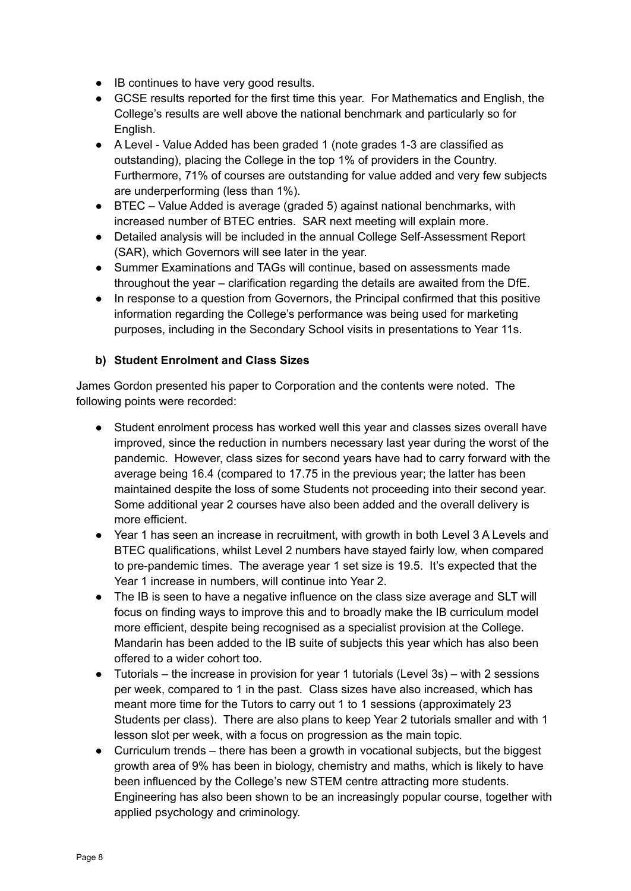- IB continues to have very good results.
- GCSE results reported for the first time this year. For Mathematics and English, the College's results are well above the national benchmark and particularly so for English.
- A Level - Value Added has been graded 1 (note grades 1-3 are classified as outstanding), placing the College in the top 1% of providers in the Country. Furthermore, 71% of courses are outstanding for value added and very few subjects are underperforming (less than 1%).
- BTEC – Value Added is average (graded 5) against national benchmarks, with increased number of BTEC entries. SAR next meeting will explain more.
- Detailed analysis will be included in the annual College Self-Assessment Report (SAR), which Governors will see later in the year.
- Summer Examinations and TAGs will continue, based on assessments made throughout the year – clarification regarding the details are awaited from the DfE.
- In response to a question from Governors, the Principal confirmed that this positive information regarding the College's performance was being used for marketing purposes, including in the Secondary School visits in presentations to Year 11s.

**b) Student Enrolment and Class Sizes**

James Gordon presented his paper to Corporation and the contents were noted. The following points were recorded:

- Student enrolment process has worked well this year and classes sizes overall have improved, since the reduction in numbers necessary last year during the worst of the pandemic. However, class sizes for second years have had to carry forward with the average being 16.4 (compared to 17.75 in the previous year; the latter has been maintained despite the loss of some Students not proceeding into their second year. Some additional year 2 courses have also been added and the overall delivery is more efficient.
- Year 1 has seen an increase in recruitment, with growth in both Level 3 A Levels and BTEC qualifications, whilst Level 2 numbers have stayed fairly low, when compared to pre-pandemic times. The average year 1 set size is 19.5. It's expected that the Year 1 increase in numbers, will continue into Year 2.
- The IB is seen to have a negative influence on the class size average and SLT will focus on finding ways to improve this and to broadly make the IB curriculum model more efficient, despite being recognised as a specialist provision at the College. Mandarin has been added to the IB suite of subjects this year which has also been offered to a wider cohort too.
- Tutorials – the increase in provision for year 1 tutorials (Level 3s) – with 2 sessions per week, compared to 1 in the past. Class sizes have also increased, which has meant more time for the Tutors to carry out 1 to 1 sessions (approximately 23 Students per class). There are also plans to keep Year 2 tutorials smaller and with 1 lesson slot per week, with a focus on progression as the main topic.
- Curriculum trends – there has been a growth in vocational subjects, but the biggest growth area of 9% has been in biology, chemistry and maths, which is likely to have been influenced by the College's new STEM centre attracting more students. Engineering has also been shown to be an increasingly popular course, together with applied psychology and criminology.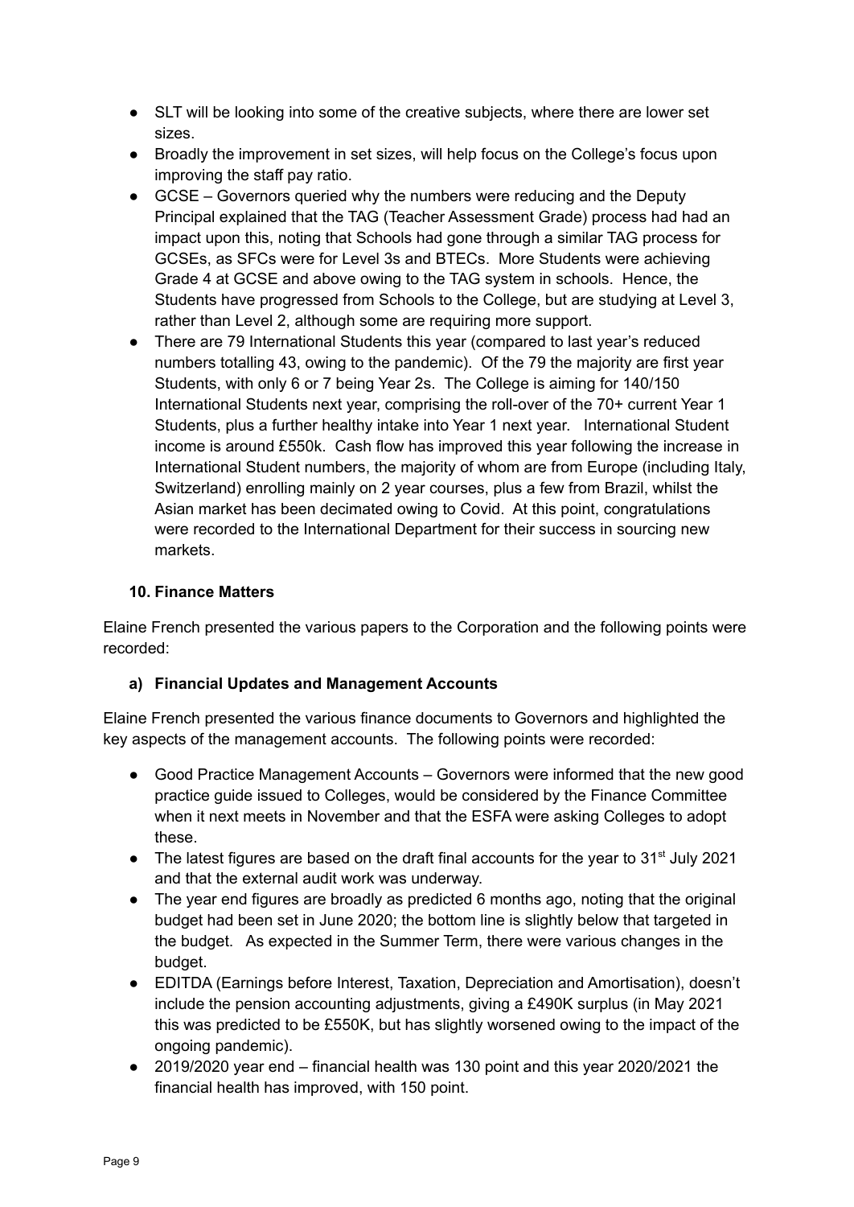- SLT will be looking into some of the creative subjects, where there are lower set sizes.
- Broadly the improvement in set sizes, will help focus on the College's focus upon improving the staff pay ratio.
- GCSE – Governors queried why the numbers were reducing and the Deputy Principal explained that the TAG (Teacher Assessment Grade) process had had an impact upon this, noting that Schools had gone through a similar TAG process for GCSEs, as SFCs were for Level 3s and BTECs. More Students were achieving Grade 4 at GCSE and above owing to the TAG system in schools. Hence, the Students have progressed from Schools to the College, but are studying at Level 3, rather than Level 2, although some are requiring more support.
- There are 79 International Students this year (compared to last year's reduced numbers totalling 43, owing to the pandemic). Of the 79 the majority are first year Students, with only 6 or 7 being Year 2s. The College is aiming for 140/150 International Students next year, comprising the roll-over of the 70+ current Year 1 Students, plus a further healthy intake into Year 1 next year. International Student income is around £550k. Cash flow has improved this year following the increase in International Student numbers, the majority of whom are from Europe (including Italy, Switzerland) enrolling mainly on 2 year courses, plus a few from Brazil, whilst the Asian market has been decimated owing to Covid. At this point, congratulations were recorded to the International Department for their success in sourcing new markets.

**10. Finance Matters**

Elaine French presented the various papers to the Corporation and the following points were recorded:

**a) Financial Updates and Management Accounts**

Elaine French presented the various finance documents to Governors and highlighted the key aspects of the management accounts. The following points were recorded:

- Good Practice Management Accounts – Governors were informed that the new good practice guide issued to Colleges, would be considered by the Finance Committee when it next meets in November and that the ESFA were asking Colleges to adopt these.
- The latest figures are based on the draft final accounts for the year to 31st July 2021 and that the external audit work was underway.
- The year end figures are broadly as predicted 6 months ago, noting that the original budget had been set in June 2020; the bottom line is slightly below that targeted in the budget. As expected in the Summer Term, there were various changes in the budget.
- EDITDA (Earnings before Interest, Taxation, Depreciation and Amortisation), doesn't include the pension accounting adjustments, giving a £490K surplus (in May 2021 this was predicted to be £550K, but has slightly worsened owing to the impact of the ongoing pandemic).
- 2019/2020 year end – financial health was 130 point and this year 2020/2021 the financial health has improved, with 150 point.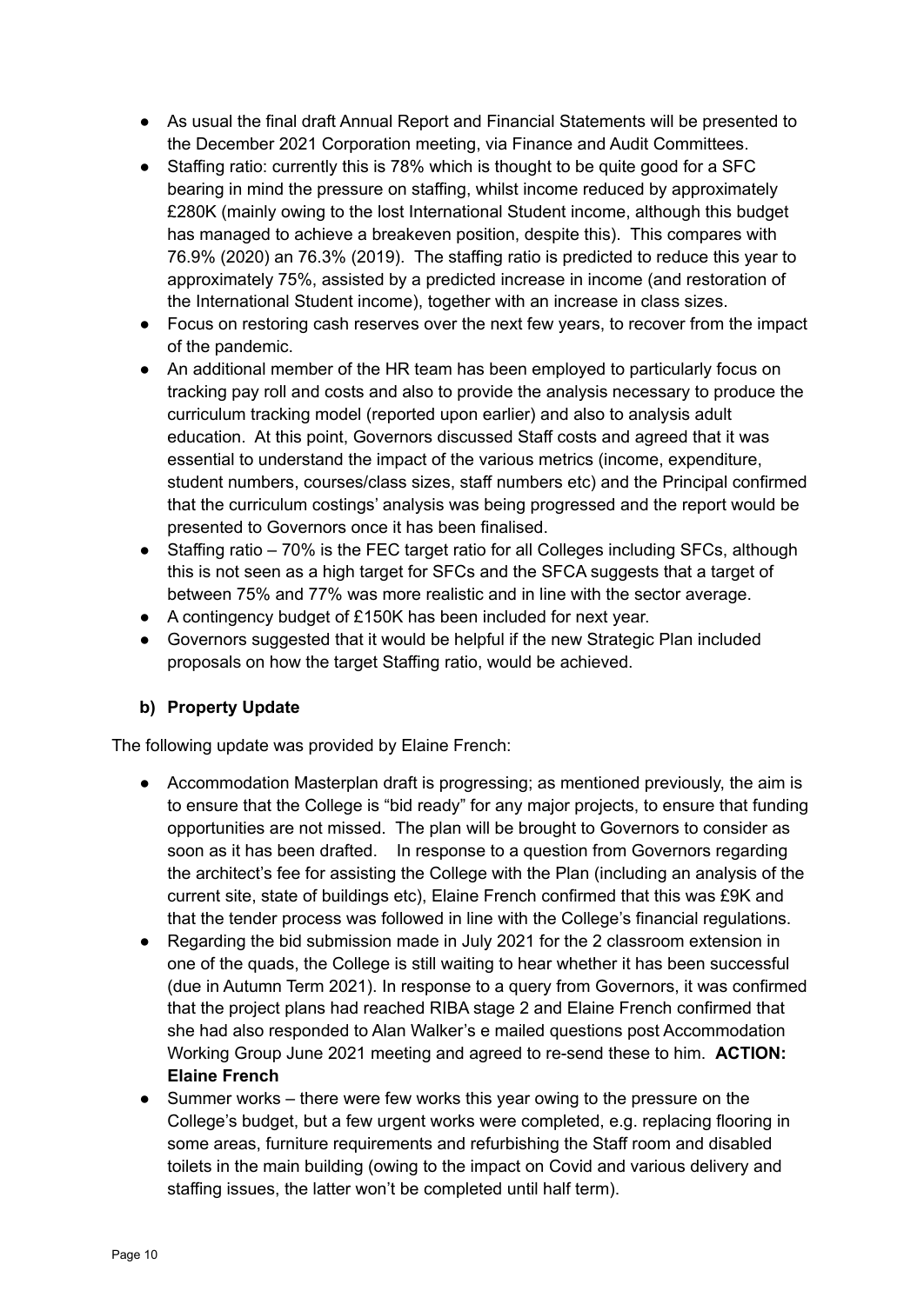- As usual the final draft Annual Report and Financial Statements will be presented to the December 2021 Corporation meeting, via Finance and Audit Committees.
- Staffing ratio: currently this is 78% which is thought to be quite good for a SFC bearing in mind the pressure on staffing, whilst income reduced by approximately £280K (mainly owing to the lost International Student income, although this budget has managed to achieve a breakeven position, despite this). This compares with 76.9% (2020) an 76.3% (2019). The staffing ratio is predicted to reduce this year to approximately 75%, assisted by a predicted increase in income (and restoration of the International Student income), together with an increase in class sizes.
- Focus on restoring cash reserves over the next few years, to recover from the impact of the pandemic.
- An additional member of the HR team has been employed to particularly focus on tracking pay roll and costs and also to provide the analysis necessary to produce the curriculum tracking model (reported upon earlier) and also to analysis adult education. At this point, Governors discussed Staff costs and agreed that it was essential to understand the impact of the various metrics (income, expenditure, student numbers, courses/class sizes, staff numbers etc) and the Principal confirmed that the curriculum costings' analysis was being progressed and the report would be presented to Governors once it has been finalised.
- Staffing ratio – 70% is the FEC target ratio for all Colleges including SFCs, although this is not seen as a high target for SFCs and the SFCA suggests that a target of between 75% and 77% was more realistic and in line with the sector average.
- A contingency budget of £150K has been included for next year.
- Governors suggested that it would be helpful if the new Strategic Plan included proposals on how the target Staffing ratio, would be achieved.

**b) Property Update**

The following update was provided by Elaine French:

- Accommodation Masterplan draft is progressing; as mentioned previously, the aim is to ensure that the College is "bid ready" for any major projects, to ensure that funding opportunities are not missed. The plan will be brought to Governors to consider as soon as it has been drafted. In response to a question from Governors regarding the architect's fee for assisting the College with the Plan (including an analysis of the current site, state of buildings etc), Elaine French confirmed that this was £9K and that the tender process was followed in line with the College's financial regulations.
- Regarding the bid submission made in July 2021 for the 2 classroom extension in one of the quads, the College is still waiting to hear whether it has been successful (due in Autumn Term 2021). In response to a query from Governors, it was confirmed that the project plans had reached RIBA stage 2 and Elaine French confirmed that she had also responded to Alan Walker's e mailed questions post Accommodation Working Group June 2021 meeting and agreed to re-send these to him. **ACTION: Elaine French**
- Summer works – there were few works this year owing to the pressure on the College's budget, but a few urgent works were completed, e.g. replacing flooring in some areas, furniture requirements and refurbishing the Staff room and disabled toilets in the main building (owing to the impact on Covid and various delivery and staffing issues, the latter won't be completed until half term).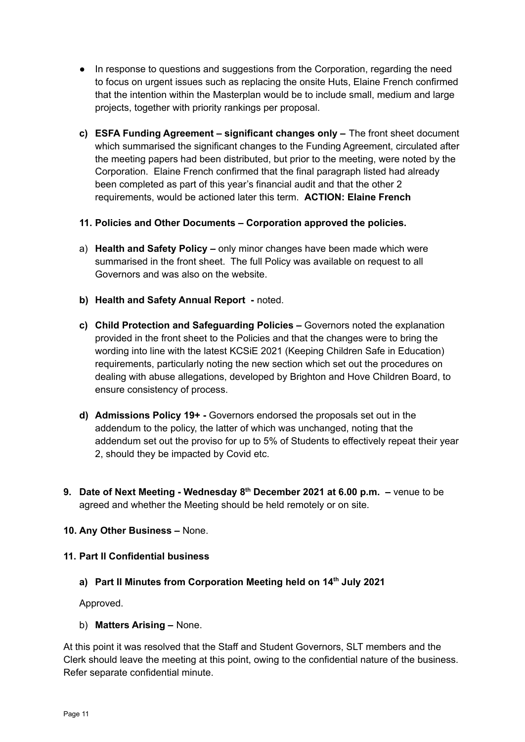- In response to questions and suggestions from the Corporation, regarding the need to focus on urgent issues such as replacing the onsite Huts, Elaine French confirmed that the intention within the Masterplan would be to include small, medium and large projects, together with priority rankings per proposal.

c) **ESFA Funding Agreement – significant changes only –** The front sheet document which summarised the significant changes to the Funding Agreement, circulated after the meeting papers had been distributed, but prior to the meeting, were noted by the Corporation. Elaine French confirmed that the final paragraph listed had already been completed as part of this year's financial audit and that the other 2 requirements, would be actioned later this term. **ACTION: Elaine French**

**11. Policies and Other Documents – Corporation approved the policies.**

a) **Health and Safety Policy –** only minor changes have been made which were summarised in the front sheet. The full Policy was available on request to all Governors and was also on the website.

b) **Health and Safety Annual Report -** noted.

c) **Child Protection and Safeguarding Policies –** Governors noted the explanation provided in the front sheet to the Policies and that the changes were to bring the wording into line with the latest KCSiE 2021 (Keeping Children Safe in Education) requirements, particularly noting the new section which set out the procedures on dealing with abuse allegations, developed by Brighton and Hove Children Board, to ensure consistency of process.

d) **Admissions Policy 19+ -** Governors endorsed the proposals set out in the addendum to the policy, the latter of which was unchanged, noting that the addendum set out the proviso for up to 5% of Students to effectively repeat their year 2, should they be impacted by Covid etc.

**9. Date of Next Meeting - Wednesday 8th December 2021 at 6.00 p.m. –** venue to be agreed and whether the Meeting should be held remotely or on site.

**10. Any Other Business –** None.

**11. Part II Confidential business**

a) **Part II Minutes from Corporation Meeting held on 14th July 2021**

Approved.

b) **Matters Arising –** None.

At this point it was resolved that the Staff and Student Governors, SLT members and the Clerk should leave the meeting at this point, owing to the confidential nature of the business. Refer separate confidential minute.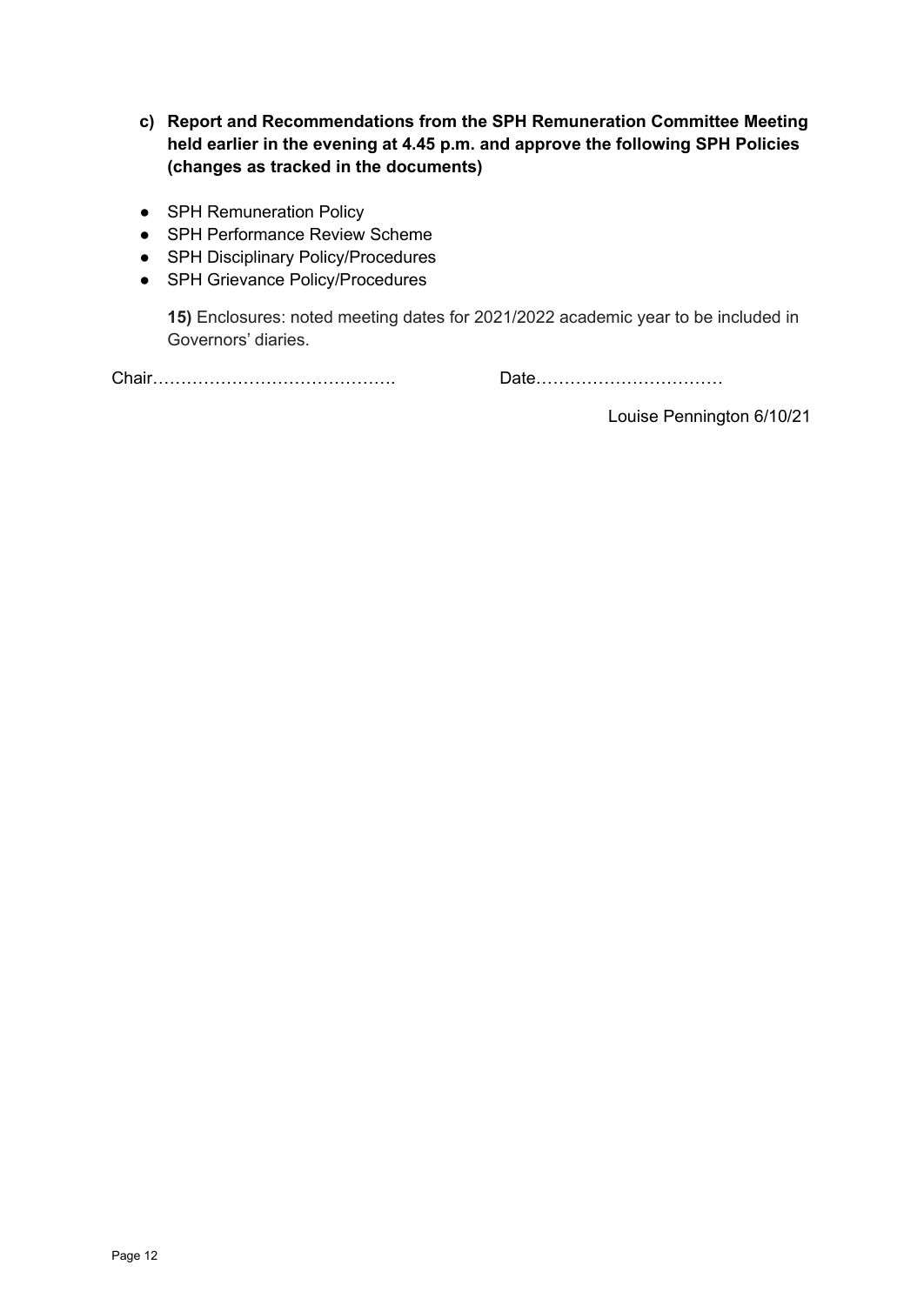**c) Report and Recommendations from the SPH Remuneration Committee Meeting held earlier in the evening at 4.45 p.m. and approve the following SPH Policies (changes as tracked in the documents)**

- SPH Remuneration Policy
- SPH Performance Review Scheme
- SPH Disciplinary Policy/Procedures
- SPH Grievance Policy/Procedures

**15)** Enclosures: noted meeting dates for 2021/2022 academic year to be included in Governors' diaries.

Chair……………………………………. Date……………………………

Louise Pennington 6/10/21